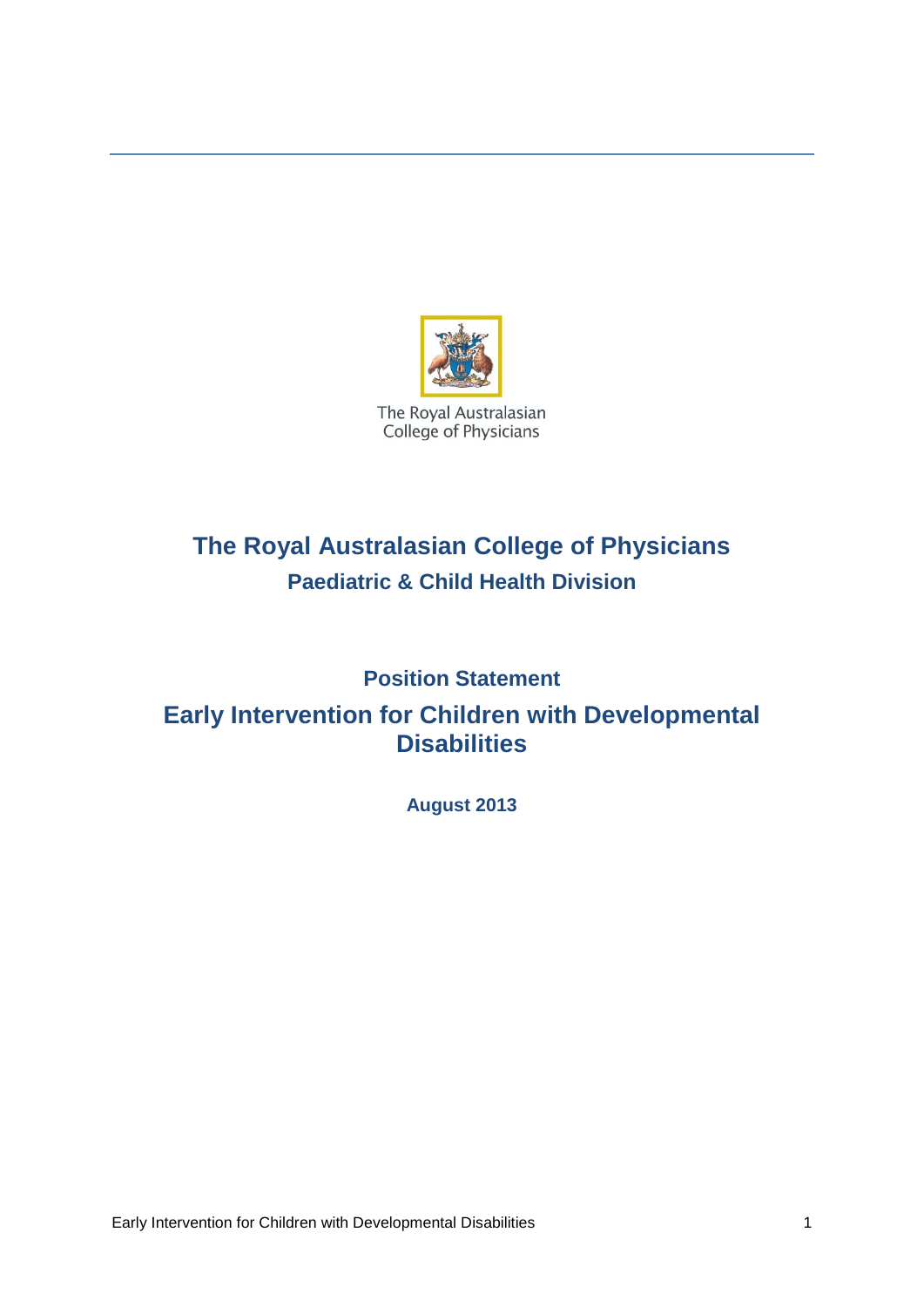The Royal Australasian College of Physicians

# The Royal Australasian College of Physicians

## Paediatric & Child Health Division

### Position Statement

# Early Intervention for Children with Developmental Disabilities

**August 2013**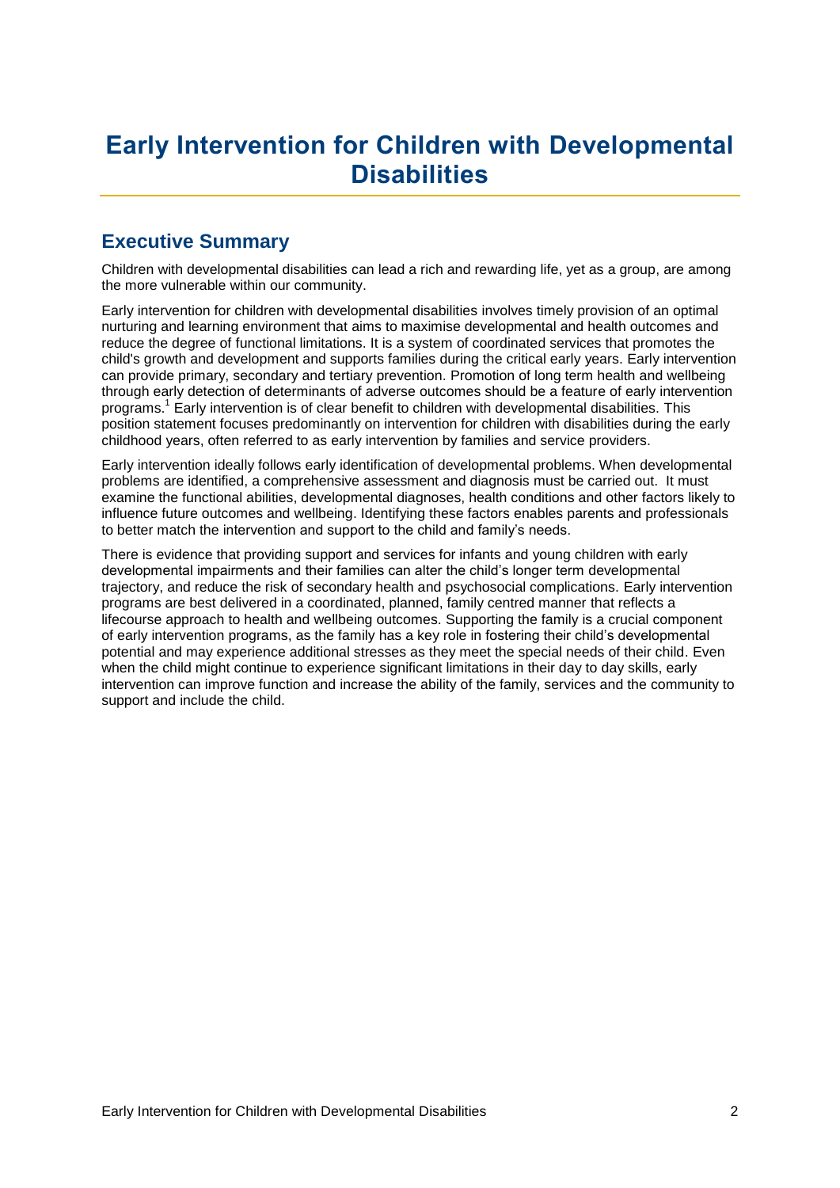# Early Intervention for Children with Developmental Disabilities

## Executive Summary

Children with developmental disabilities can lead a rich and rewarding life, yet as a group, are among the more vulnerable within our community.

Early intervention for children with developmental disabilities involves timely provision of an optimal nurturing and learning environment that aims to maximise developmental and health outcomes and reduce the degree of functional limitations. It is a system of coordinated services that promotes the child's growth and development and supports families during the critical early years. Early intervention can provide primary, secondary and tertiary prevention. Promotion of long term health and wellbeing through early detection of determinants of adverse outcomes should be a feature of early intervention programs.[1] Early intervention is of clear benefit to children with developmental disabilities. This position statement focuses predominantly on intervention for children with disabilities during the early childhood years, often referred to as early intervention by families and service providers.

Early intervention ideally follows early identification of developmental problems. When developmental problems are identified, a comprehensive assessment and diagnosis must be carried out. It must examine the functional abilities, developmental diagnoses, health conditions and other factors likely to influence future outcomes and wellbeing. Identifying these factors enables parents and professionals to better match the intervention and support to the child and family's needs.

There is evidence that providing support and services for infants and young children with early developmental impairments and their families can alter the child's longer term developmental trajectory, and reduce the risk of secondary health and psychosocial complications. Early intervention programs are best delivered in a coordinated, planned, family centred manner that reflects a lifecourse approach to health and wellbeing outcomes. Supporting the family is a crucial component of early intervention programs, as the family has a key role in fostering their child's developmental potential and may experience additional stresses as they meet the special needs of their child. Even when the child might continue to experience significant limitations in their day to day skills, early intervention can improve function and increase the ability of the family, services and the community to support and include the child.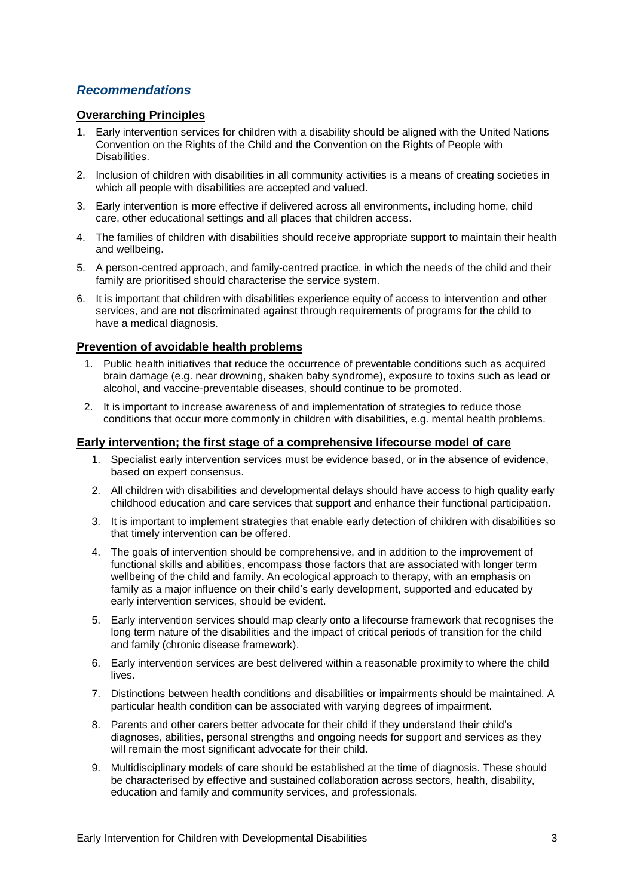## *Recommendations*

### Overarching Principles

1. Early intervention services for children with a disability should be aligned with the United Nations Convention on the Rights of the Child and the Convention on the Rights of People with Disabilities.
2. Inclusion of children with disabilities in all community activities is a means of creating societies in which all people with disabilities are accepted and valued.
3. Early intervention is more effective if delivered across all environments, including home, child care, other educational settings and all places that children access.
4. The families of children with disabilities should receive appropriate support to maintain their health and wellbeing.
5. A person-centred approach, and family-centred practice, in which the needs of the child and their family are prioritised should characterise the service system.
6. It is important that children with disabilities experience equity of access to intervention and other services, and are not discriminated against through requirements of programs for the child to have a medical diagnosis.

### Prevention of avoidable health problems

1. Public health initiatives that reduce the occurrence of preventable conditions such as acquired brain damage (e.g. near drowning, shaken baby syndrome), exposure to toxins such as lead or alcohol, and vaccine-preventable diseases, should continue to be promoted.
2. It is important to increase awareness of and implementation of strategies to reduce those conditions that occur more commonly in children with disabilities, e.g. mental health problems.

### Early intervention; the first stage of a comprehensive lifecourse model of care

1. Specialist early intervention services must be evidence based, or in the absence of evidence, based on expert consensus.
2. All children with disabilities and developmental delays should have access to high quality early childhood education and care services that support and enhance their functional participation.
3. It is important to implement strategies that enable early detection of children with disabilities so that timely intervention can be offered.
4. The goals of intervention should be comprehensive, and in addition to the improvement of functional skills and abilities, encompass those factors that are associated with longer term wellbeing of the child and family. An ecological approach to therapy, with an emphasis on family as a major influence on their child's early development, supported and educated by early intervention services, should be evident.
5. Early intervention services should map clearly onto a lifecourse framework that recognises the long term nature of the disabilities and the impact of critical periods of transition for the child and family (chronic disease framework).
6. Early intervention services are best delivered within a reasonable proximity to where the child lives.
7. Distinctions between health conditions and disabilities or impairments should be maintained. A particular health condition can be associated with varying degrees of impairment.
8. Parents and other carers better advocate for their child if they understand their child's diagnoses, abilities, personal strengths and ongoing needs for support and services as they will remain the most significant advocate for their child.
9. Multidisciplinary models of care should be established at the time of diagnosis. These should be characterised by effective and sustained collaboration across sectors, health, disability, education and family and community services, and professionals.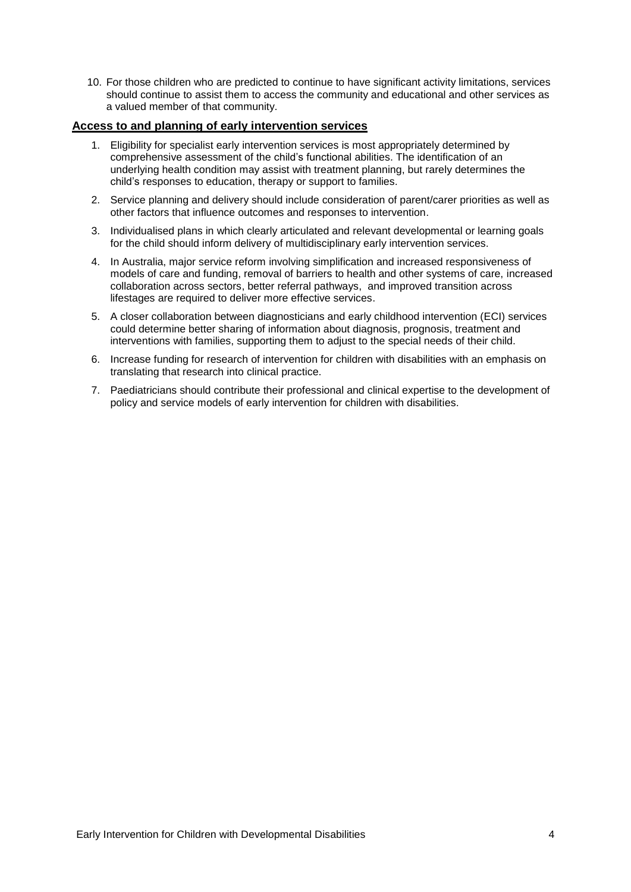10. For those children who are predicted to continue to have significant activity limitations, services should continue to assist them to access the community and educational and other services as a valued member of that community.

## Access to and planning of early intervention services

1. Eligibility for specialist early intervention services is most appropriately determined by comprehensive assessment of the child's functional abilities. The identification of an underlying health condition may assist with treatment planning, but rarely determines the child's responses to education, therapy or support to families.
2. Service planning and delivery should include consideration of parent/carer priorities as well as other factors that influence outcomes and responses to intervention.
3. Individualised plans in which clearly articulated and relevant developmental or learning goals for the child should inform delivery of multidisciplinary early intervention services.
4. In Australia, major service reform involving simplification and increased responsiveness of models of care and funding, removal of barriers to health and other systems of care, increased collaboration across sectors, better referral pathways, and improved transition across lifestages are required to deliver more effective services.
5. A closer collaboration between diagnosticians and early childhood intervention (ECI) services could determine better sharing of information about diagnosis, prognosis, treatment and interventions with families, supporting them to adjust to the special needs of their child.
6. Increase funding for research of intervention for children with disabilities with an emphasis on translating that research into clinical practice.
7. Paediatricians should contribute their professional and clinical expertise to the development of policy and service models of early intervention for children with disabilities.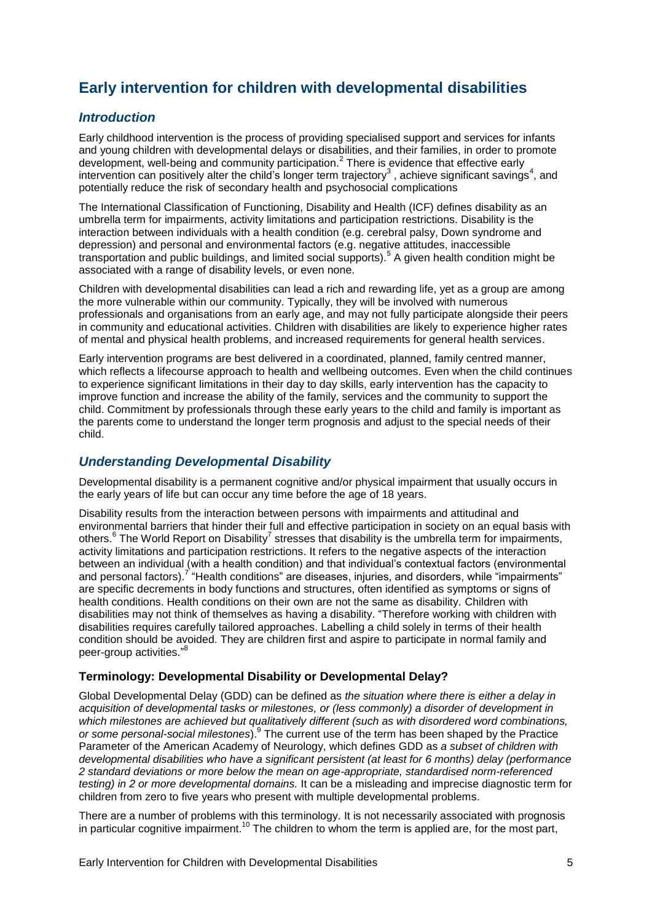# Early intervention for children with developmental disabilities

## *Introduction*

Early childhood intervention is the process of providing specialised support and services for infants and young children with developmental delays or disabilities, and their families, in order to promote development, well-being and community participation.[2] There is evidence that effective early intervention can positively alter the child's longer term trajectory[3], achieve significant savings[4], and potentially reduce the risk of secondary health and psychosocial complications

The International Classification of Functioning, Disability and Health (ICF) defines disability as an umbrella term for impairments, activity limitations and participation restrictions. Disability is the interaction between individuals with a health condition (e.g. cerebral palsy, Down syndrome and depression) and personal and environmental factors (e.g. negative attitudes, inaccessible transportation and public buildings, and limited social supports).[5] A given health condition might be associated with a range of disability levels, or even none.

Children with developmental disabilities can lead a rich and rewarding life, yet as a group are among the more vulnerable within our community. Typically, they will be involved with numerous professionals and organisations from an early age, and may not fully participate alongside their peers in community and educational activities. Children with disabilities are likely to experience higher rates of mental and physical health problems, and increased requirements for general health services.

Early intervention programs are best delivered in a coordinated, planned, family centred manner, which reflects a lifecourse approach to health and wellbeing outcomes. Even when the child continues to experience significant limitations in their day to day skills, early intervention has the capacity to improve function and increase the ability of the family, services and the community to support the child. Commitment by professionals through these early years to the child and family is important as the parents come to understand the longer term prognosis and adjust to the special needs of their child.

## *Understanding Developmental Disability*

Developmental disability is a permanent cognitive and/or physical impairment that usually occurs in the early years of life but can occur any time before the age of 18 years.

Disability results from the interaction between persons with impairments and attitudinal and environmental barriers that hinder their full and effective participation in society on an equal basis with others.[6] The World Report on Disability[7] stresses that disability is the umbrella term for impairments, activity limitations and participation restrictions. It refers to the negative aspects of the interaction between an individual (with a health condition) and that individual's contextual factors (environmental and personal factors).[7] "Health conditions" are diseases, injuries, and disorders, while "impairments" are specific decrements in body functions and structures, often identified as symptoms or signs of health conditions. Health conditions on their own are not the same as disability. Children with disabilities may not think of themselves as having a disability. "Therefore working with children with disabilities requires carefully tailored approaches. Labelling a child solely in terms of their health condition should be avoided. They are children first and aspire to participate in normal family and peer-group activities."[8]

### Terminology: Developmental Disability or Developmental Delay?

Global Developmental Delay (GDD) can be defined as *the situation where there is either a delay in acquisition of developmental tasks or milestones, or (less commonly) a disorder of development in which milestones are achieved but qualitatively different (such as with disordered word combinations, or some personal-social milestones*).[9] The current use of the term has been shaped by the Practice Parameter of the American Academy of Neurology, which defines GDD as *a subset of children with developmental disabilities who have a significant persistent (at least for 6 months) delay (performance 2 standard deviations or more below the mean on age-appropriate, standardised norm-referenced testing) in 2 or more developmental domains.* It can be a misleading and imprecise diagnostic term for children from zero to five years who present with multiple developmental problems.

There are a number of problems with this terminology. It is not necessarily associated with prognosis in particular cognitive impairment.[10] The children to whom the term is applied are, for the most part,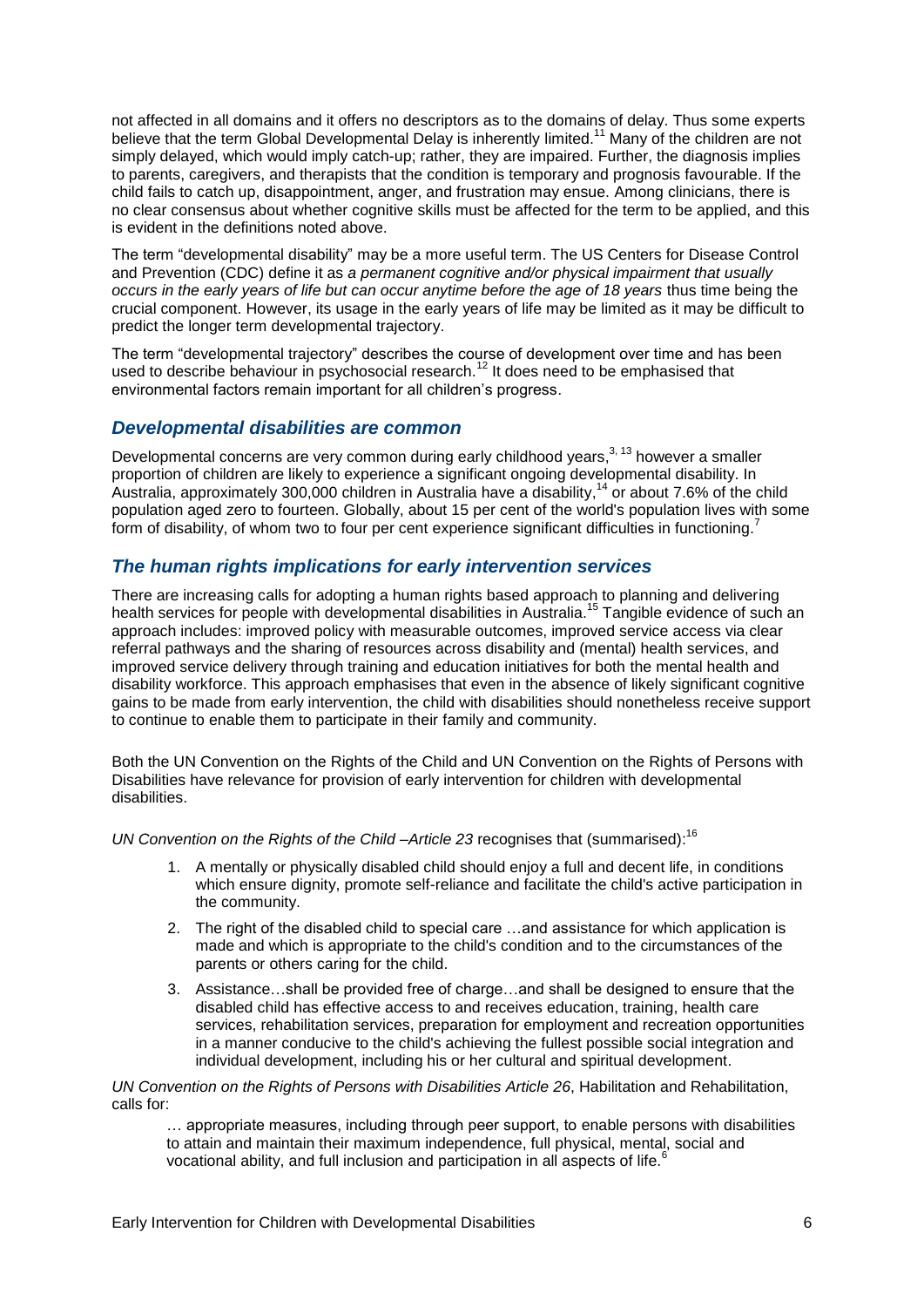not affected in all domains and it offers no descriptors as to the domains of delay. Thus some experts believe that the term Global Developmental Delay is inherently limited.[11] Many of the children are not simply delayed, which would imply catch-up; rather, they are impaired. Further, the diagnosis implies to parents, caregivers, and therapists that the condition is temporary and prognosis favourable. If the child fails to catch up, disappointment, anger, and frustration may ensue. Among clinicians, there is no clear consensus about whether cognitive skills must be affected for the term to be applied, and this is evident in the definitions noted above.

The term "developmental disability" may be a more useful term. The US Centers for Disease Control and Prevention (CDC) define it as *a permanent cognitive and/or physical impairment that usually occurs in the early years of life but can occur anytime before the age of 18 years* thus time being the crucial component. However, its usage in the early years of life may be limited as it may be difficult to predict the longer term developmental trajectory.

The term "developmental trajectory" describes the course of development over time and has been used to describe behaviour in psychosocial research.[12] It does need to be emphasised that environmental factors remain important for all children's progress.

## *Developmental disabilities are common*

Developmental concerns are very common during early childhood years,[3, 13] however a smaller proportion of children are likely to experience a significant ongoing developmental disability. In Australia, approximately 300,000 children in Australia have a disability,[14] or about 7.6% of the child population aged zero to fourteen. Globally, about 15 per cent of the world's population lives with some form of disability, of whom two to four per cent experience significant difficulties in functioning.[7]

## *The human rights implications for early intervention services*

There are increasing calls for adopting a human rights based approach to planning and delivering health services for people with developmental disabilities in Australia.[15] Tangible evidence of such an approach includes: improved policy with measurable outcomes, improved service access via clear referral pathways and the sharing of resources across disability and (mental) health services, and improved service delivery through training and education initiatives for both the mental health and disability workforce. This approach emphasises that even in the absence of likely significant cognitive gains to be made from early intervention, the child with disabilities should nonetheless receive support to continue to enable them to participate in their family and community.

Both the UN Convention on the Rights of the Child and UN Convention on the Rights of Persons with Disabilities have relevance for provision of early intervention for children with developmental disabilities.

*UN Convention on the Rights of the Child –Article 23* recognises that (summarised):[16]

1. A mentally or physically disabled child should enjoy a full and decent life, in conditions which ensure dignity, promote self-reliance and facilitate the child's active participation in the community.
2. The right of the disabled child to special care …and assistance for which application is made and which is appropriate to the child's condition and to the circumstances of the parents or others caring for the child.
3. Assistance…shall be provided free of charge…and shall be designed to ensure that the disabled child has effective access to and receives education, training, health care services, rehabilitation services, preparation for employment and recreation opportunities in a manner conducive to the child's achieving the fullest possible social integration and individual development, including his or her cultural and spiritual development.

*UN Convention on the Rights of Persons with Disabilities Article 26*, Habilitation and Rehabilitation, calls for:

> … appropriate measures, including through peer support, to enable persons with disabilities to attain and maintain their maximum independence, full physical, mental, social and vocational ability, and full inclusion and participation in all aspects of life.[6]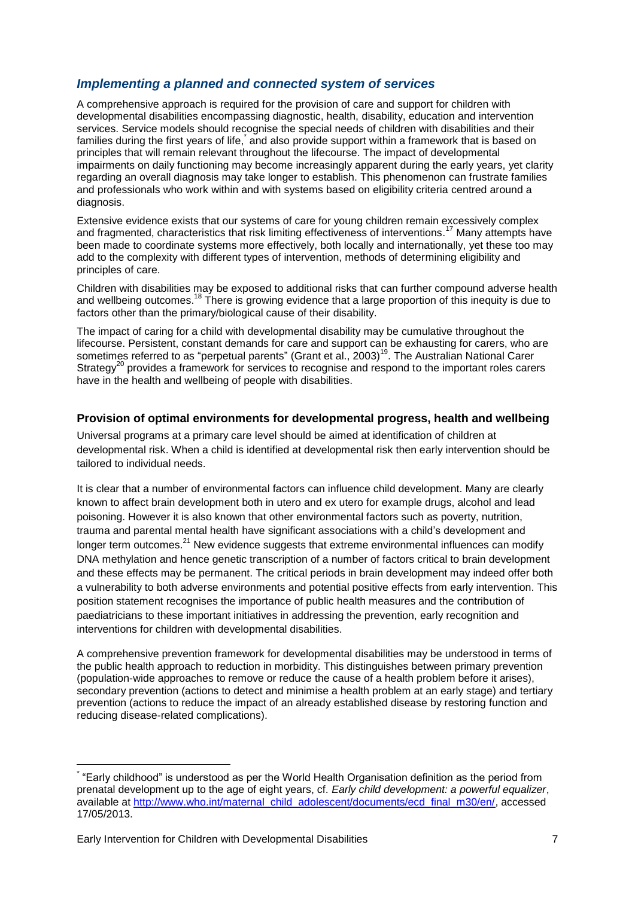## *Implementing a planned and connected system of services*

A comprehensive approach is required for the provision of care and support for children with developmental disabilities encompassing diagnostic, health, disability, education and intervention services. Service models should recognise the special needs of children with disabilities and their families during the first years of life,[*] and also provide support within a framework that is based on principles that will remain relevant throughout the lifecourse. The impact of developmental impairments on daily functioning may become increasingly apparent during the early years, yet clarity regarding an overall diagnosis may take longer to establish. This phenomenon can frustrate families and professionals who work within and with systems based on eligibility criteria centred around a diagnosis.

Extensive evidence exists that our systems of care for young children remain excessively complex and fragmented, characteristics that risk limiting effectiveness of interventions.[17] Many attempts have been made to coordinate systems more effectively, both locally and internationally, yet these too may add to the complexity with different types of intervention, methods of determining eligibility and principles of care.

Children with disabilities may be exposed to additional risks that can further compound adverse health and wellbeing outcomes.[18] There is growing evidence that a large proportion of this inequity is due to factors other than the primary/biological cause of their disability.

The impact of caring for a child with developmental disability may be cumulative throughout the lifecourse. Persistent, constant demands for care and support can be exhausting for carers, who are sometimes referred to as "perpetual parents" (Grant et al., 2003)[19]. The Australian National Carer Strategy[20] provides a framework for services to recognise and respond to the important roles carers have in the health and wellbeing of people with disabilities.

### Provision of optimal environments for developmental progress, health and wellbeing

Universal programs at a primary care level should be aimed at identification of children at developmental risk. When a child is identified at developmental risk then early intervention should be tailored to individual needs.

It is clear that a number of environmental factors can influence child development. Many are clearly known to affect brain development both in utero and ex utero for example drugs, alcohol and lead poisoning. However it is also known that other environmental factors such as poverty, nutrition, trauma and parental mental health have significant associations with a child's development and longer term outcomes.[21] New evidence suggests that extreme environmental influences can modify DNA methylation and hence genetic transcription of a number of factors critical to brain development and these effects may be permanent. The critical periods in brain development may indeed offer both a vulnerability to both adverse environments and potential positive effects from early intervention. This position statement recognises the importance of public health measures and the contribution of paediatricians to these important initiatives in addressing the prevention, early recognition and interventions for children with developmental disabilities.

A comprehensive prevention framework for developmental disabilities may be understood in terms of the public health approach to reduction in morbidity. This distinguishes between primary prevention (population-wide approaches to remove or reduce the cause of a health problem before it arises), secondary prevention (actions to detect and minimise a health problem at an early stage) and tertiary prevention (actions to reduce the impact of an already established disease by restoring function and reducing disease-related complications).

---

[*] "Early childhood" is understood as per the World Health Organisation definition as the period from prenatal development up to the age of eight years, cf. *Early child development: a powerful equalizer*, available at http://www.who.int/maternal_child_adolescent/documents/ecd_final_m30/en/, accessed 17/05/2013.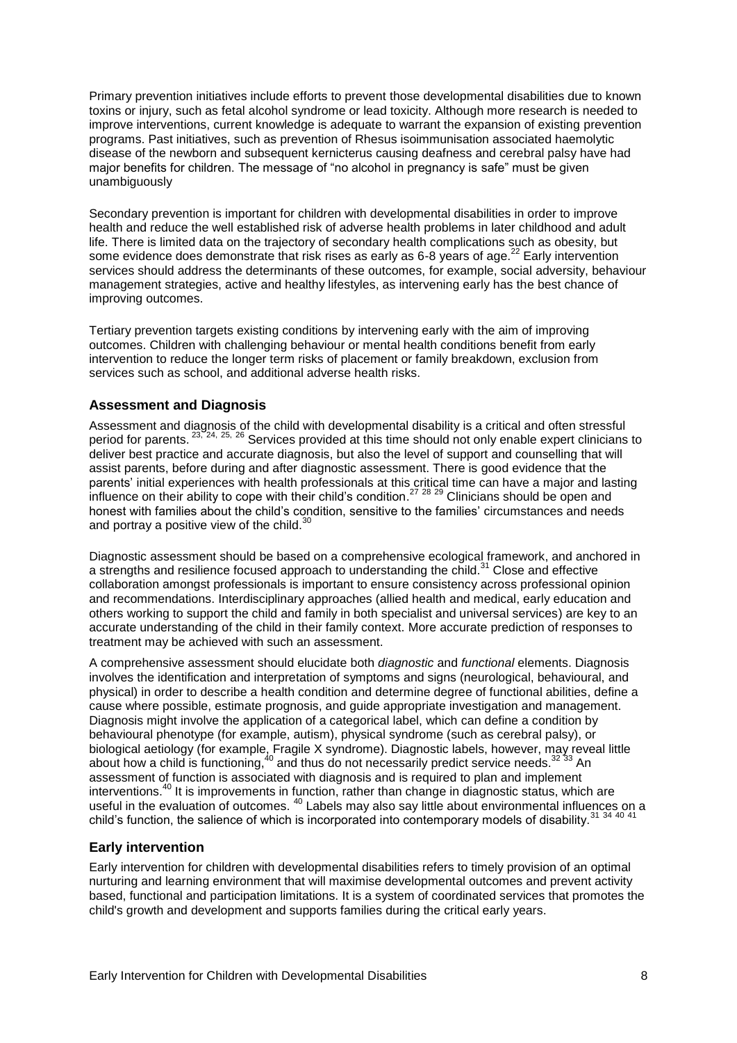Primary prevention initiatives include efforts to prevent those developmental disabilities due to known toxins or injury, such as fetal alcohol syndrome or lead toxicity. Although more research is needed to improve interventions, current knowledge is adequate to warrant the expansion of existing prevention programs. Past initiatives, such as prevention of Rhesus isoimmunisation associated haemolytic disease of the newborn and subsequent kernicterus causing deafness and cerebral palsy have had major benefits for children. The message of "no alcohol in pregnancy is safe" must be given unambiguously

Secondary prevention is important for children with developmental disabilities in order to improve health and reduce the well established risk of adverse health problems in later childhood and adult life. There is limited data on the trajectory of secondary health complications such as obesity, but some evidence does demonstrate that risk rises as early as 6-8 years of age.[22] Early intervention services should address the determinants of these outcomes, for example, social adversity, behaviour management strategies, active and healthy lifestyles, as intervening early has the best chance of improving outcomes.

Tertiary prevention targets existing conditions by intervening early with the aim of improving outcomes. Children with challenging behaviour or mental health conditions benefit from early intervention to reduce the longer term risks of placement or family breakdown, exclusion from services such as school, and additional adverse health risks.

## Assessment and Diagnosis

Assessment and diagnosis of the child with developmental disability is a critical and often stressful period for parents. [23, 24, 25, 26] Services provided at this time should not only enable expert clinicians to deliver best practice and accurate diagnosis, but also the level of support and counselling that will assist parents, before during and after diagnostic assessment. There is good evidence that the parents' initial experiences with health professionals at this critical time can have a major and lasting influence on their ability to cope with their child's condition.[27 28 29] Clinicians should be open and honest with families about the child's condition, sensitive to the families' circumstances and needs and portray a positive view of the child.[30]

Diagnostic assessment should be based on a comprehensive ecological framework, and anchored in a strengths and resilience focused approach to understanding the child.[31] Close and effective collaboration amongst professionals is important to ensure consistency across professional opinion and recommendations. Interdisciplinary approaches (allied health and medical, early education and others working to support the child and family in both specialist and universal services) are key to an accurate understanding of the child in their family context. More accurate prediction of responses to treatment may be achieved with such an assessment.

A comprehensive assessment should elucidate both *diagnostic* and *functional* elements. Diagnosis involves the identification and interpretation of symptoms and signs (neurological, behavioural, and physical) in order to describe a health condition and determine degree of functional abilities, define a cause where possible, estimate prognosis, and guide appropriate investigation and management. Diagnosis might involve the application of a categorical label, which can define a condition by behavioural phenotype (for example, autism), physical syndrome (such as cerebral palsy), or biological aetiology (for example, Fragile X syndrome). Diagnostic labels, however, may reveal little about how a child is functioning,[40] and thus do not necessarily predict service needs.[32 33] An assessment of function is associated with diagnosis and is required to plan and implement interventions.[40] It is improvements in function, rather than change in diagnostic status, which are useful in the evaluation of outcomes. [40] Labels may also say little about environmental influences on a child's function, the salience of which is incorporated into contemporary models of disability.[31 34 40 41]

## Early intervention

Early intervention for children with developmental disabilities refers to timely provision of an optimal nurturing and learning environment that will maximise developmental outcomes and prevent activity based, functional and participation limitations. It is a system of coordinated services that promotes the child's growth and development and supports families during the critical early years.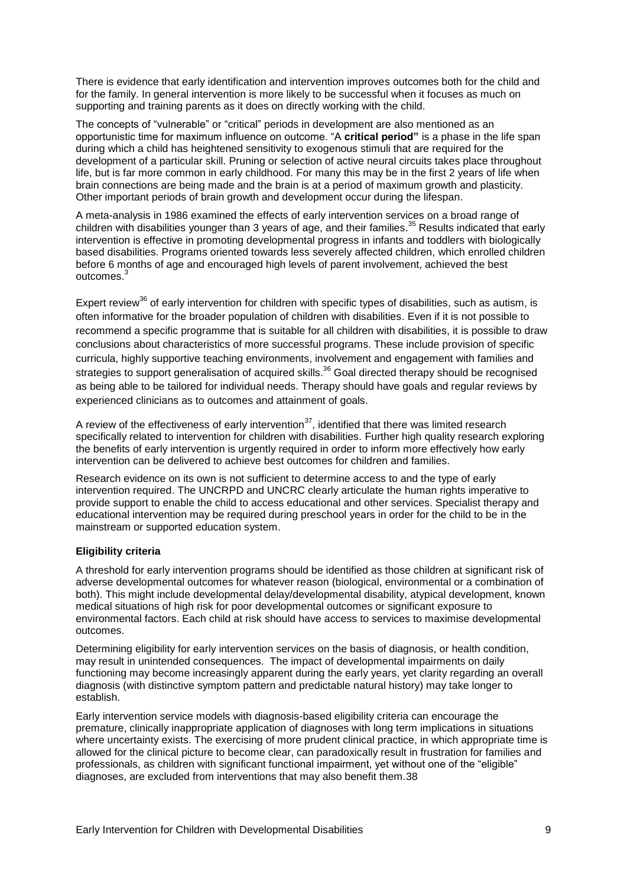There is evidence that early identification and intervention improves outcomes both for the child and for the family. In general intervention is more likely to be successful when it focuses as much on supporting and training parents as it does on directly working with the child.

The concepts of "vulnerable" or "critical" periods in development are also mentioned as an opportunistic time for maximum influence on outcome. "A **critical period"** is a phase in the life span during which a child has heightened sensitivity to exogenous stimuli that are required for the development of a particular skill. Pruning or selection of active neural circuits takes place throughout life, but is far more common in early childhood. For many this may be in the first 2 years of life when brain connections are being made and the brain is at a period of maximum growth and plasticity. Other important periods of brain growth and development occur during the lifespan.

A meta-analysis in 1986 examined the effects of early intervention services on a broad range of children with disabilities younger than 3 years of age, and their families.[35] Results indicated that early intervention is effective in promoting developmental progress in infants and toddlers with biologically based disabilities. Programs oriented towards less severely affected children, which enrolled children before 6 months of age and encouraged high levels of parent involvement, achieved the best outcomes.[3]

Expert review[36] of early intervention for children with specific types of disabilities, such as autism, is often informative for the broader population of children with disabilities. Even if it is not possible to recommend a specific programme that is suitable for all children with disabilities, it is possible to draw conclusions about characteristics of more successful programs. These include provision of specific curricula, highly supportive teaching environments, involvement and engagement with families and strategies to support generalisation of acquired skills.[36] Goal directed therapy should be recognised as being able to be tailored for individual needs. Therapy should have goals and regular reviews by experienced clinicians as to outcomes and attainment of goals.

A review of the effectiveness of early intervention[37], identified that there was limited research specifically related to intervention for children with disabilities. Further high quality research exploring the benefits of early intervention is urgently required in order to inform more effectively how early intervention can be delivered to achieve best outcomes for children and families.

Research evidence on its own is not sufficient to determine access to and the type of early intervention required. The UNCRPD and UNCRC clearly articulate the human rights imperative to provide support to enable the child to access educational and other services. Specialist therapy and educational intervention may be required during preschool years in order for the child to be in the mainstream or supported education system.

**Eligibility criteria**

A threshold for early intervention programs should be identified as those children at significant risk of adverse developmental outcomes for whatever reason (biological, environmental or a combination of both). This might include developmental delay/developmental disability, atypical development, known medical situations of high risk for poor developmental outcomes or significant exposure to environmental factors. Each child at risk should have access to services to maximise developmental outcomes.

Determining eligibility for early intervention services on the basis of diagnosis, or health condition, may result in unintended consequences. The impact of developmental impairments on daily functioning may become increasingly apparent during the early years, yet clarity regarding an overall diagnosis (with distinctive symptom pattern and predictable natural history) may take longer to establish.

Early intervention service models with diagnosis-based eligibility criteria can encourage the premature, clinically inappropriate application of diagnoses with long term implications in situations where uncertainty exists. The exercising of more prudent clinical practice, in which appropriate time is allowed for the clinical picture to become clear, can paradoxically result in frustration for families and professionals, as children with significant functional impairment, yet without one of the "eligible" diagnoses, are excluded from interventions that may also benefit them.38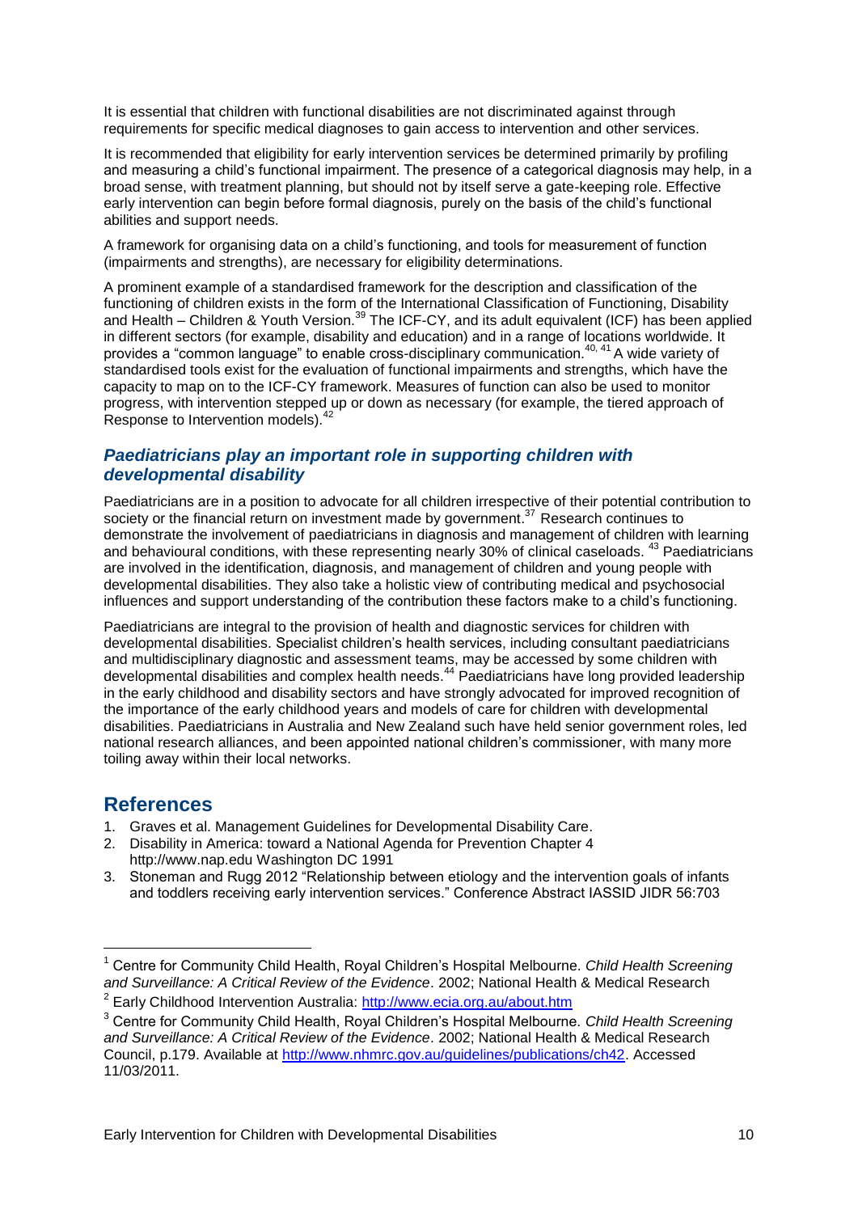It is essential that children with functional disabilities are not discriminated against through requirements for specific medical diagnoses to gain access to intervention and other services.

It is recommended that eligibility for early intervention services be determined primarily by profiling and measuring a child's functional impairment. The presence of a categorical diagnosis may help, in a broad sense, with treatment planning, but should not by itself serve a gate-keeping role. Effective early intervention can begin before formal diagnosis, purely on the basis of the child's functional abilities and support needs.

A framework for organising data on a child's functioning, and tools for measurement of function (impairments and strengths), are necessary for eligibility determinations.

A prominent example of a standardised framework for the description and classification of the functioning of children exists in the form of the International Classification of Functioning, Disability and Health – Children & Youth Version.[39] The ICF-CY, and its adult equivalent (ICF) has been applied in different sectors (for example, disability and education) and in a range of locations worldwide. It provides a "common language" to enable cross-disciplinary communication.[40, 41] A wide variety of standardised tools exist for the evaluation of functional impairments and strengths, which have the capacity to map on to the ICF-CY framework. Measures of function can also be used to monitor progress, with intervention stepped up or down as necessary (for example, the tiered approach of Response to Intervention models).[42]

### *Paediatricians play an important role in supporting children with developmental disability*

Paediatricians are in a position to advocate for all children irrespective of their potential contribution to society or the financial return on investment made by government.[37] Research continues to demonstrate the involvement of paediatricians in diagnosis and management of children with learning and behavioural conditions, with these representing nearly 30% of clinical caseloads.[43] Paediatricians are involved in the identification, diagnosis, and management of children and young people with developmental disabilities. They also take a holistic view of contributing medical and psychosocial influences and support understanding of the contribution these factors make to a child's functioning.

Paediatricians are integral to the provision of health and diagnostic services for children with developmental disabilities. Specialist children's health services, including consultant paediatricians and multidisciplinary diagnostic and assessment teams, may be accessed by some children with developmental disabilities and complex health needs.[44] Paediatricians have long provided leadership in the early childhood and disability sectors and have strongly advocated for improved recognition of the importance of the early childhood years and models of care for children with developmental disabilities. Paediatricians in Australia and New Zealand such have held senior government roles, led national research alliances, and been appointed national children's commissioner, with many more toiling away within their local networks.

## References

1. Graves et al. Management Guidelines for Developmental Disability Care.
2. Disability in America: toward a National Agenda for Prevention Chapter 4 http://www.nap.edu Washington DC 1991
3. Stoneman and Rugg 2012 "Relationship between etiology and the intervention goals of infants and toddlers receiving early intervention services." Conference Abstract IASSID JIDR 56:703

---

[1] Centre for Community Child Health, Royal Children's Hospital Melbourne. *Child Health Screening and Surveillance: A Critical Review of the Evidence*. 2002; National Health & Medical Research

[2] Early Childhood Intervention Australia: http://www.ecia.org.au/about.htm

[3] Centre for Community Child Health, Royal Children's Hospital Melbourne. *Child Health Screening and Surveillance: A Critical Review of the Evidence*. 2002; National Health & Medical Research Council, p.179. Available at http://www.nhmrc.gov.au/guidelines/publications/ch42. Accessed 11/03/2011.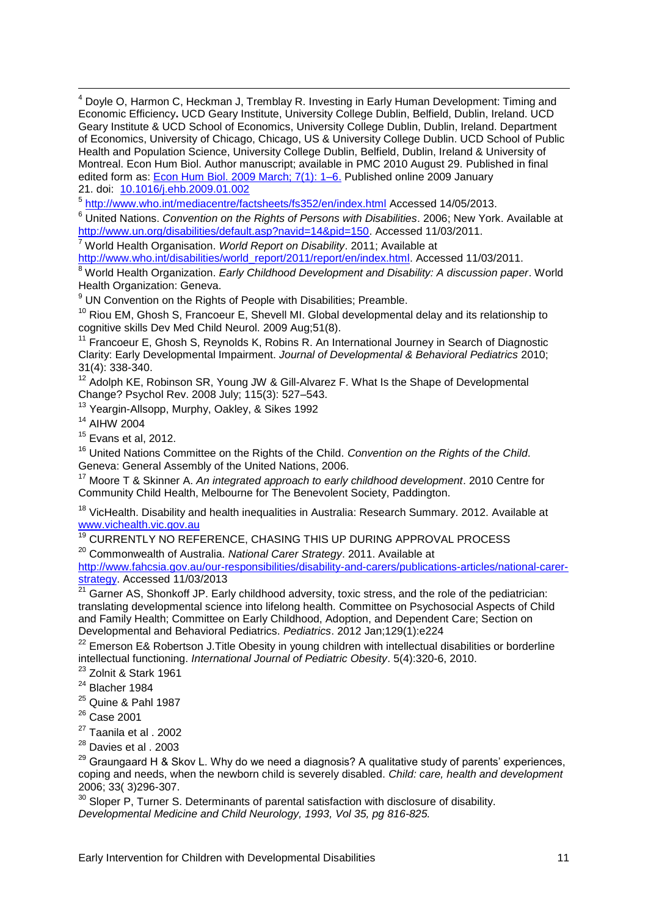[4] Doyle O, Harmon C, Heckman J, Tremblay R. Investing in Early Human Development: Timing and Economic Efficiency**.** UCD Geary Institute, University College Dublin, Belfield, Dublin, Ireland. UCD Geary Institute & UCD School of Economics, University College Dublin, Dublin, Ireland. Department of Economics, University of Chicago, Chicago, US & University College Dublin. UCD School of Public Health and Population Science, University College Dublin, Belfield, Dublin, Ireland & University of Montreal. Econ Hum Biol. Author manuscript; available in PMC 2010 August 29. Published in final edited form as: Econ Hum Biol. 2009 March; 7(1): 1–6. Published online 2009 January 21. doi: 10.1016/j.ehb.2009.01.002

[5] http://www.who.int/mediacentre/factsheets/fs352/en/index.html Accessed 14/05/2013.

[6] United Nations. *Convention on the Rights of Persons with Disabilities*. 2006; New York. Available at http://www.un.org/disabilities/default.asp?navid=14&pid=150. Accessed 11/03/2011.

[7] World Health Organisation. *World Report on Disability*. 2011; Available at http://www.who.int/disabilities/world_report/2011/report/en/index.html. Accessed 11/03/2011.

[8] World Health Organization. *Early Childhood Development and Disability: A discussion paper*. World Health Organization: Geneva.

[9] UN Convention on the Rights of People with Disabilities; Preamble.

[10] Riou EM, Ghosh S, Francoeur E, Shevell MI. Global developmental delay and its relationship to cognitive skills Dev Med Child Neurol. 2009 Aug;51(8).

[11] Francoeur E, Ghosh S, Reynolds K, Robins R. An International Journey in Search of Diagnostic Clarity: Early Developmental Impairment. *Journal of Developmental & Behavioral Pediatrics* 2010; 31(4): 338-340.

[12] Adolph KE, Robinson SR, Young JW & Gill-Alvarez F. What Is the Shape of Developmental Change? Psychol Rev. 2008 July; 115(3): 527–543.

[13] Yeargin-Allsopp, Murphy, Oakley, & Sikes 1992

[14] AIHW 2004

[15] Evans et al, 2012.

[16] United Nations Committee on the Rights of the Child. *Convention on the Rights of the Child*. Geneva: General Assembly of the United Nations, 2006.

[17] Moore T & Skinner A. *An integrated approach to early childhood development*. 2010 Centre for Community Child Health, Melbourne for The Benevolent Society, Paddington.

[18] VicHealth. Disability and health inequalities in Australia: Research Summary. 2012. Available at www.vichealth.vic.gov.au

[19] CURRENTLY NO REFERENCE, CHASING THIS UP DURING APPROVAL PROCESS

[20] Commonwealth of Australia. *National Carer Strategy*. 2011. Available at http://www.fahcsia.gov.au/our-responsibilities/disability-and-carers/publications-articles/national-carer-strategy. Accessed 11/03/2013

[21] Garner AS, Shonkoff JP. Early childhood adversity, toxic stress, and the role of the pediatrician: translating developmental science into lifelong health. Committee on Psychosocial Aspects of Child and Family Health; Committee on Early Childhood, Adoption, and Dependent Care; Section on Developmental and Behavioral Pediatrics. *Pediatrics*. 2012 Jan;129(1):e224

[22] Emerson E& Robertson J.Title Obesity in young children with intellectual disabilities or borderline intellectual functioning. *International Journal of Pediatric Obesity*. 5(4):320-6, 2010.

[23] Zolnit & Stark 1961

[24] Blacher 1984

[25] Quine & Pahl 1987

[26] Case 2001

[27] Taanila et al . 2002

[28] Davies et al . 2003

[29] Graungaard H & Skov L. Why do we need a diagnosis? A qualitative study of parents' experiences, coping and needs, when the newborn child is severely disabled. *Child: care, health and development* 2006; 33( 3)296-307.

[30] Sloper P, Turner S. Determinants of parental satisfaction with disclosure of disability. *Developmental Medicine and Child Neurology, 1993, Vol 35, pg 816-825.*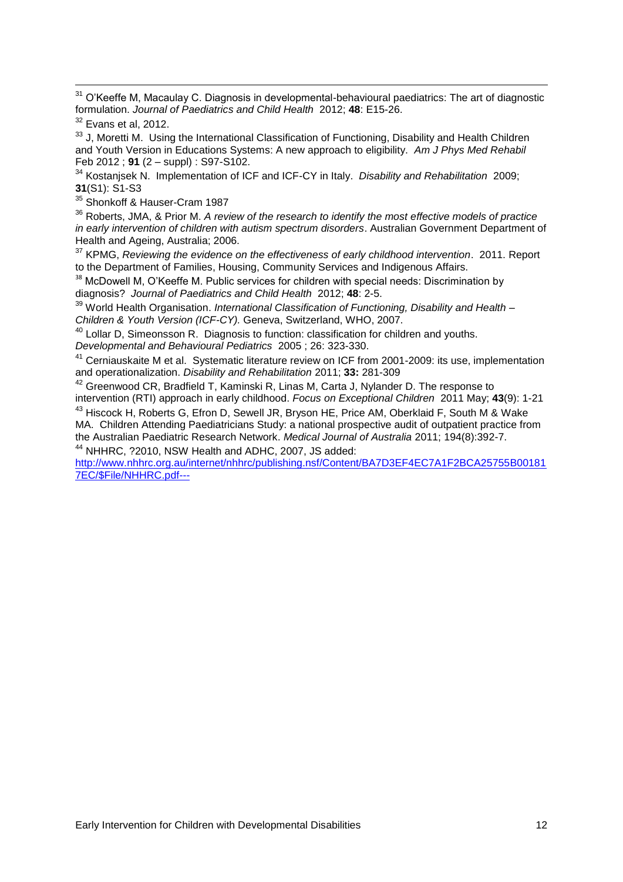[31] O'Keeffe M, Macaulay C. Diagnosis in developmental-behavioural paediatrics: The art of diagnostic formulation. *Journal of Paediatrics and Child Health* 2012; **48**: E15-26.

[32] Evans et al, 2012.

[33] J, Moretti M. Using the International Classification of Functioning, Disability and Health Children and Youth Version in Educations Systems: A new approach to eligibility. *Am J Phys Med Rehabil* Feb 2012 ; **91** (2 – suppl) : S97-S102.

[34] Kostanjsek N. Implementation of ICF and ICF-CY in Italy. *Disability and Rehabilitation* 2009; **31**(S1): S1-S3

[35] Shonkoff & Hauser-Cram 1987

[36] Roberts, JMA, & Prior M. *A review of the research to identify the most effective models of practice in early intervention of children with autism spectrum disorders*. Australian Government Department of Health and Ageing, Australia; 2006.

[37] KPMG, *Reviewing the evidence on the effectiveness of early childhood intervention*. 2011. Report to the Department of Families, Housing, Community Services and Indigenous Affairs.

[38] McDowell M, O'Keeffe M. Public services for children with special needs: Discrimination by diagnosis? *Journal of Paediatrics and Child Health* 2012; **48**: 2-5.

[39] World Health Organisation. *International Classification of Functioning, Disability and Health – Children & Youth Version (ICF-CY).* Geneva, Switzerland, WHO, 2007.

[40] Lollar D, Simeonsson R. Diagnosis to function: classification for children and youths. *Developmental and Behavioural Pediatrics* 2005 ; 26: 323-330.

[41] Cerniauskaite M et al. Systematic literature review on ICF from 2001-2009: its use, implementation and operationalization. *Disability and Rehabilitation* 2011; **33:** 281-309

[42] Greenwood CR, Bradfield T, Kaminski R, Linas M, Carta J, Nylander D. The response to intervention (RTI) approach in early childhood. *Focus on Exceptional Children* 2011 May; **43**(9): 1-21

[43] Hiscock H, Roberts G, Efron D, Sewell JR, Bryson HE, Price AM, Oberklaid F, South M & Wake MA. Children Attending Paediatricians Study: a national prospective audit of outpatient practice from the Australian Paediatric Research Network. *Medical Journal of Australia* 2011; 194(8):392-7.

[44] NHHRC, ?2010, NSW Health and ADHC, 2007, JS added: http://www.nhhrc.org.au/internet/nhhrc/publishing.nsf/Content/BA7D3EF4EC7A1F2BCA25755B001817EC/$File/NHHRC.pdf---